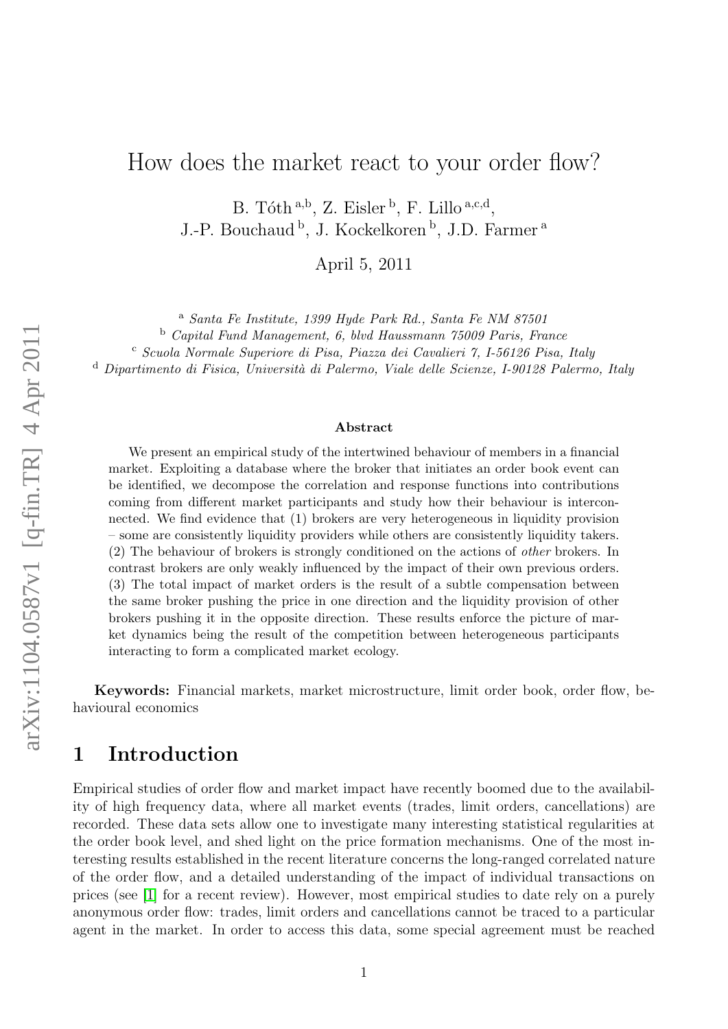# How does the market react to your order flow?

B. Tóth [a,b], Z. Eisler [b], F. Lillo [a,c,d],
J.-P. Bouchaud [b], J. Kockelkoren [b], J.D. Farmer [a]

April 5, 2011

[a] *Santa Fe Institute, 1399 Hyde Park Rd., Santa Fe NM 87501*
[b] *Capital Fund Management, 6, blvd Haussmann 75009 Paris, France*
[c] *Scuola Normale Superiore di Pisa, Piazza dei Cavalieri 7, I-56126 Pisa, Italy*
[d] *Dipartimento di Fisica, Università di Palermo, Viale delle Scienze, I-90128 Palermo, Italy*

### Abstract

We present an empirical study of the intertwined behaviour of members in a financial market. Exploiting a database where the broker that initiates an order book event can be identified, we decompose the correlation and response functions into contributions coming from different market participants and study how their behaviour is interconnected. We find evidence that (1) brokers are very heterogeneous in liquidity provision – some are consistently liquidity providers while others are consistently liquidity takers. (2) The behaviour of brokers is strongly conditioned on the actions of *other* brokers. In contrast brokers are only weakly influenced by the impact of their own previous orders. (3) The total impact of market orders is the result of a subtle compensation between the same broker pushing the price in one direction and the liquidity provision of other brokers pushing it in the opposite direction. These results enforce the picture of market dynamics being the result of the competition between heterogeneous participants interacting to form a complicated market ecology.

**Keywords:** Financial markets, market microstructure, limit order book, order flow, behavioural economics

## 1 Introduction

Empirical studies of order flow and market impact have recently boomed due to the availability of high frequency data, where all market events (trades, limit orders, cancellations) are recorded. These data sets allow one to investigate many interesting statistical regularities at the order book level, and shed light on the price formation mechanisms. One of the most interesting results established in the recent literature concerns the long-ranged correlated nature of the order flow, and a detailed understanding of the impact of individual transactions on prices (see [1] for a recent review). However, most empirical studies to date rely on a purely anonymous order flow: trades, limit orders and cancellations cannot be traced to a particular agent in the market. In order to access this data, some special agreement must be reached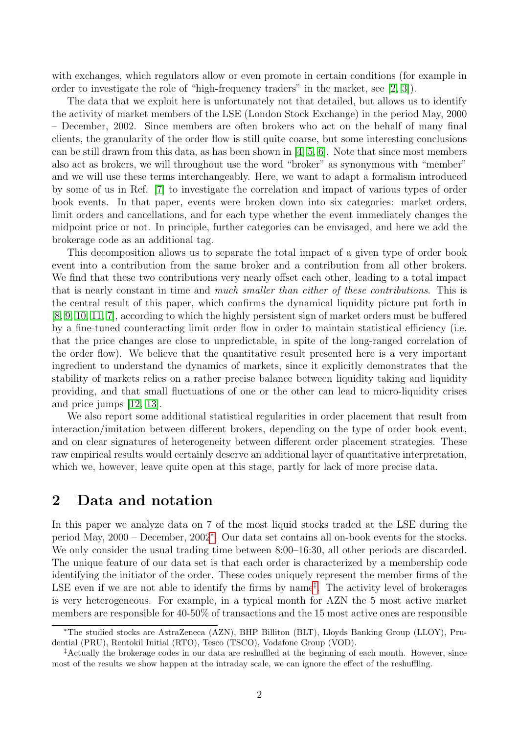with exchanges, which regulators allow or even promote in certain conditions (for example in order to investigate the role of "high-frequency traders" in the market, see [2, 3]).

The data that we exploit here is unfortunately not that detailed, but allows us to identify the activity of market members of the LSE (London Stock Exchange) in the period May, 2000 – December, 2002. Since members are often brokers who act on the behalf of many final clients, the granularity of the order flow is still quite coarse, but some interesting conclusions can be still drawn from this data, as has been shown in [4, 5, 6]. Note that since most members also act as brokers, we will throughout use the word "broker" as synonymous with "member" and we will use these terms interchangeably. Here, we want to adapt a formalism introduced by some of us in Ref. [7] to investigate the correlation and impact of various types of order book events. In that paper, events were broken down into six categories: market orders, limit orders and cancellations, and for each type whether the event immediately changes the midpoint price or not. In principle, further categories can be envisaged, and here we add the brokerage code as an additional tag.

This decomposition allows us to separate the total impact of a given type of order book event into a contribution from the same broker and a contribution from all other brokers. We find that these two contributions very nearly offset each other, leading to a total impact that is nearly constant in time and *much smaller than either of these contributions*. This is the central result of this paper, which confirms the dynamical liquidity picture put forth in [8, 9, 10, 11, 7], according to which the highly persistent sign of market orders must be buffered by a fine-tuned counteracting limit order flow in order to maintain statistical efficiency (i.e. that the price changes are close to unpredictable, in spite of the long-ranged correlation of the order flow). We believe that the quantitative result presented here is a very important ingredient to understand the dynamics of markets, since it explicitly demonstrates that the stability of markets relies on a rather precise balance between liquidity taking and liquidity providing, and that small fluctuations of one or the other can lead to micro-liquidity crises and price jumps [12, 13].

We also report some additional statistical regularities in order placement that result from interaction/imitation between different brokers, depending on the type of order book event, and on clear signatures of heterogeneity between different order placement strategies. These raw empirical results would certainly deserve an additional layer of quantitative interpretation, which we, however, leave quite open at this stage, partly for lack of more precise data.

## 2 Data and notation

In this paper we analyze data on 7 of the most liquid stocks traded at the LSE during the period May, 2000 – December, 2002[*]. Our data set contains all on-book events for the stocks. We only consider the usual trading time between 8:00–16:30, all other periods are discarded. The unique feature of our data set is that each order is characterized by a membership code identifying the initiator of the order. These codes uniquely represent the member firms of the LSE even if we are not able to identify the firms by name[‡]. The activity level of brokerages is very heterogeneous. For example, in a typical month for AZN the 5 most active market members are responsible for 40-50% of transactions and the 15 most active ones are responsible

[*]The studied stocks are AstraZeneca (AZN), BHP Billiton (BLT), Lloyds Banking Group (LLOY), Prudential (PRU), Rentokil Initial (RTO), Tesco (TSCO), Vodafone Group (VOD).

[‡]Actually the brokerage codes in our data are reshuffled at the beginning of each month. However, since most of the results we show happen at the intraday scale, we can ignore the effect of the reshuffling.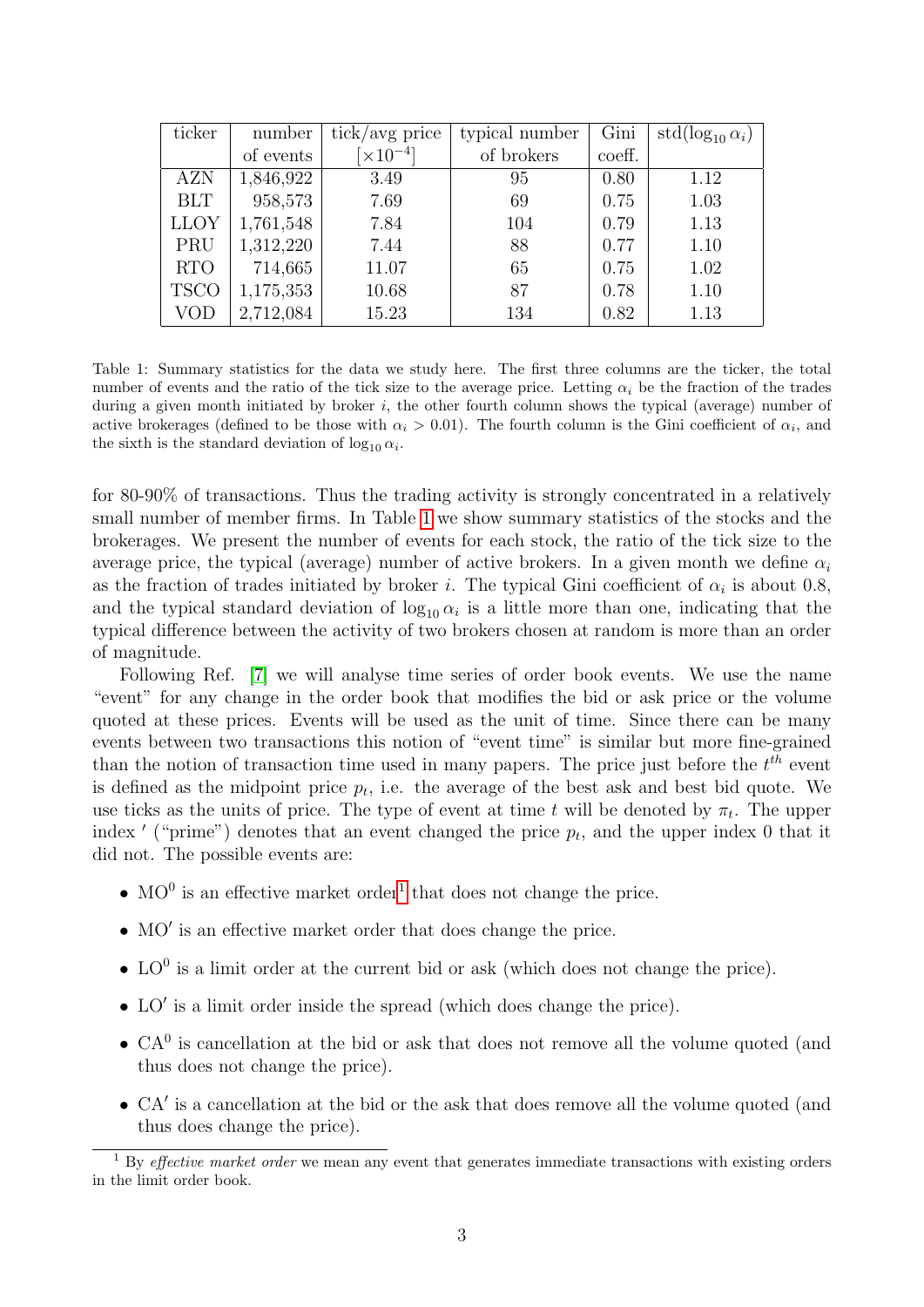| ticker | number of events | tick/avg price $[\times 10^{-4}]$ | typical number of brokers | Gini coeff. | std($\log_{10} \alpha_i$) |
|---|---|---|---|---|---|
| AZN | 1,846,922 | 3.49 | 95 | 0.80 | 1.12 |
| BLT | 958,573 | 7.69 | 69 | 0.75 | 1.03 |
| LLOY | 1,761,548 | 7.84 | 104 | 0.79 | 1.13 |
| PRU | 1,312,220 | 7.44 | 88 | 0.77 | 1.10 |
| RTO | 714,665 | 11.07 | 65 | 0.75 | 1.02 |
| TSCO | 1,175,353 | 10.68 | 87 | 0.78 | 1.10 |
| VOD | 2,712,084 | 15.23 | 134 | 0.82 | 1.13 |

Table 1: Summary statistics for the data we study here. The first three columns are the ticker, the total number of events and the ratio of the tick size to the average price. Letting $\alpha_i$ be the fraction of the trades during a given month initiated by broker $i$, the other fourth column shows the typical (average) number of active brokerages (defined to be those with $\alpha_i > 0.01$). The fourth column is the Gini coefficient of $\alpha_i$, and the sixth is the standard deviation of $\log_{10} \alpha_i$.

for 80-90% of transactions. Thus the trading activity is strongly concentrated in a relatively small number of member firms. In Table 1 we show summary statistics of the stocks and the brokerages. We present the number of events for each stock, the ratio of the tick size to the average price, the typical (average) number of active brokers. In a given month we define $\alpha_i$ as the fraction of trades initiated by broker $i$. The typical Gini coefficient of $\alpha_i$ is about 0.8, and the typical standard deviation of $\log_{10} \alpha_i$ is a little more than one, indicating that the typical difference between the activity of two brokers chosen at random is more than an order of magnitude.

Following Ref. [7] we will analyse time series of order book events. We use the name "event" for any change in the order book that modifies the bid or ask price or the volume quoted at these prices. Events will be used as the unit of time. Since there can be many events between two transactions this notion of "event time" is similar but more fine-grained than the notion of transaction time used in many papers. The price just before the $t^{th}$ event is defined as the midpoint price $p_t$, i.e. the average of the best ask and best bid quote. We use ticks as the units of price. The type of event at time $t$ will be denoted by $\pi_t$. The upper index $'$ ("prime") denotes that an event changed the price $p_t$, and the upper index 0 that it did not. The possible events are:

- $\mathrm{MO}^0$ is an effective market order[1] that does not change the price.
- $\mathrm{MO}'$ is an effective market order that does change the price.
- $\mathrm{LO}^0$ is a limit order at the current bid or ask (which does not change the price).
- $\mathrm{LO}'$ is a limit order inside the spread (which does change the price).
- $\mathrm{CA}^0$ is cancellation at the bid or ask that does not remove all the volume quoted (and thus does not change the price).
- $\mathrm{CA}'$ is a cancellation at the bid or the ask that does remove all the volume quoted (and thus does change the price).

[1] By *effective market order* we mean any event that generates immediate transactions with existing orders in the limit order book.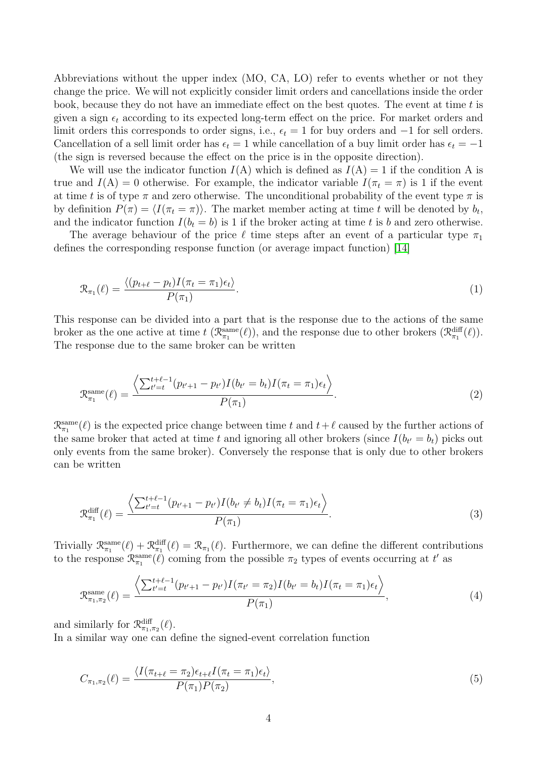Abbreviations without the upper index (MO, CA, LO) refer to events whether or not they change the price. We will not explicitly consider limit orders and cancellations inside the order book, because they do not have an immediate effect on the best quotes. The event at time $t$ is given a sign $\epsilon_t$ according to its expected long-term effect on the price. For market orders and limit orders this corresponds to order signs, i.e., $\epsilon_t = 1$ for buy orders and $-1$ for sell orders. Cancellation of a sell limit order has $\epsilon_t = 1$ while cancellation of a buy limit order has $\epsilon_t = -1$ (the sign is reversed because the effect on the price is in the opposite direction).

We will use the indicator function $I(\mathrm{A})$ which is defined as $I(\mathrm{A}) = 1$ if the condition A is true and $I(\mathrm{A}) = 0$ otherwise. For example, the indicator variable $I(\pi_t = \pi)$ is 1 if the event at time $t$ is of type $\pi$ and zero otherwise. The unconditional probability of the event type $\pi$ is by definition $P(\pi) = \langle I(\pi_t = \pi)\rangle$. The market member acting at time $t$ will be denoted by $b_t$, and the indicator function $I(b_t = b)$ is 1 if the broker acting at time $t$ is $b$ and zero otherwise.

The average behaviour of the price $\ell$ time steps after an event of a particular type $\pi_1$ defines the corresponding response function (or average impact function) [14]

$$\mathcal{R}_{\pi_1}(\ell) = \frac{\langle (p_{t+\ell} - p_t) I(\pi_t = \pi_1)\epsilon_t\rangle}{P(\pi_1)}. \tag{1}$$

This response can be divided into a part that is the response due to the actions of the same broker as the one active at time $t$ ($\mathcal{R}^{\mathrm{same}}_{\pi_1}(\ell)$), and the response due to other brokers ($\mathcal{R}^{\mathrm{diff}}_{\pi_1}(\ell)$). The response due to the same broker can be written

$$\mathcal{R}^{\mathrm{same}}_{\pi_1}(\ell) = \frac{\left\langle \sum_{t'=t}^{t+\ell-1} (p_{t'+1} - p_{t'}) I(b_{t'} = b_t) I(\pi_t = \pi_1)\epsilon_t \right\rangle}{P(\pi_1)}. \tag{2}$$

$\mathcal{R}^{\mathrm{same}}_{\pi_1}(\ell)$ is the expected price change between time $t$ and $t+\ell$ caused by the further actions of the same broker that acted at time $t$ and ignoring all other brokers (since $I(b_{t'} = b_t)$ picks out only events from the same broker). Conversely the response that is only due to other brokers can be written

$$\mathcal{R}^{\mathrm{diff}}_{\pi_1}(\ell) = \frac{\left\langle \sum_{t'=t}^{t+\ell-1} (p_{t'+1} - p_{t'}) I(b_{t'} \neq b_t) I(\pi_t = \pi_1)\epsilon_t \right\rangle}{P(\pi_1)}. \tag{3}$$

Trivially $\mathcal{R}^{\mathrm{same}}_{\pi_1}(\ell) + \mathcal{R}^{\mathrm{diff}}_{\pi_1}(\ell) = \mathcal{R}_{\pi_1}(\ell)$. Furthermore, we can define the different contributions to the response $\mathcal{R}^{\mathrm{same}}_{\pi_1}(\ell)$ coming from the possible $\pi_2$ types of events occurring at $t'$ as

$$\mathcal{R}^{\mathrm{same}}_{\pi_1,\pi_2}(\ell) = \frac{\left\langle \sum_{t'=t}^{t+\ell-1} (p_{t'+1} - p_{t'}) I(\pi_{t'} = \pi_2) I(b_{t'} = b_t) I(\pi_t = \pi_1)\epsilon_t \right\rangle}{P(\pi_1)}, \tag{4}$$

and similarly for $\mathcal{R}^{\mathrm{diff}}_{\pi_1,\pi_2}(\ell)$.
In a similar way one can define the signed-event correlation function

$$C_{\pi_1,\pi_2}(\ell) = \frac{\langle I(\pi_{t+\ell} = \pi_2)\epsilon_{t+\ell} I(\pi_t = \pi_1)\epsilon_t\rangle}{P(\pi_1)P(\pi_2)}, \tag{5}$$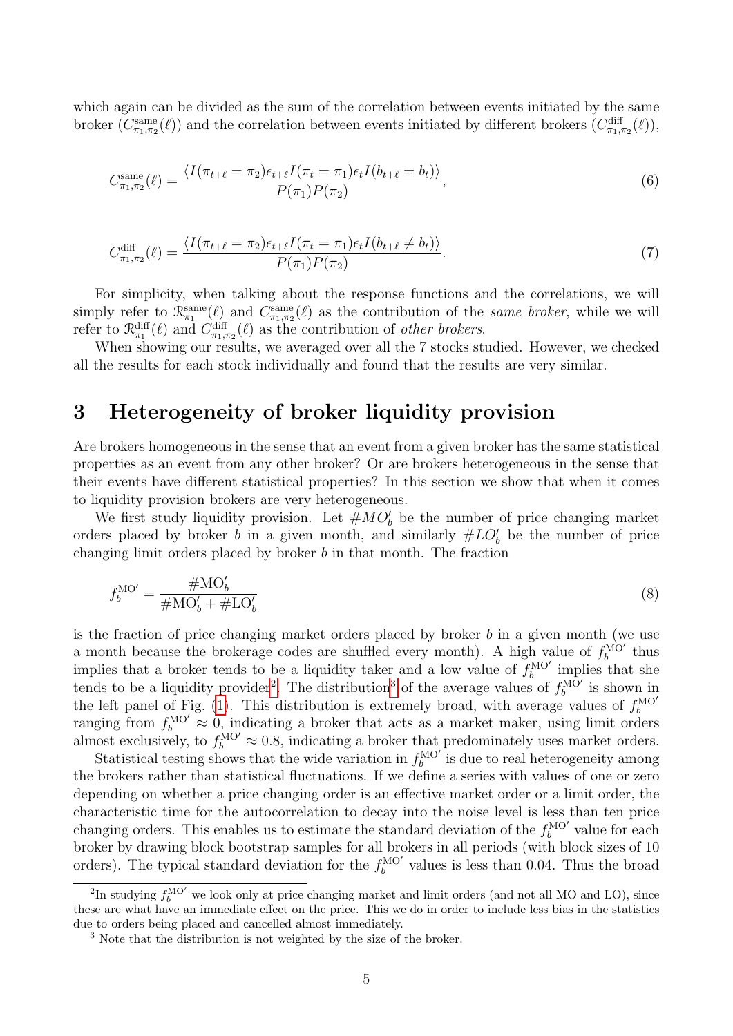which again can be divided as the sum of the correlation between events initiated by the same broker ($C^{\text{same}}_{\pi_1,\pi_2}(\ell)$) and the correlation between events initiated by different brokers ($C^{\text{diff}}_{\pi_1,\pi_2}(\ell)$),

$$C^{\text{same}}_{\pi_1,\pi_2}(\ell) = \frac{\langle I(\pi_{t+\ell} = \pi_2)\epsilon_{t+\ell} I(\pi_t = \pi_1)\epsilon_t I(b_{t+\ell} = b_t)\rangle}{P(\pi_1)P(\pi_2)}, \tag{6}$$

$$C^{\text{diff}}_{\pi_1,\pi_2}(\ell) = \frac{\langle I(\pi_{t+\ell} = \pi_2)\epsilon_{t+\ell} I(\pi_t = \pi_1)\epsilon_t I(b_{t+\ell} \neq b_t)\rangle}{P(\pi_1)P(\pi_2)}. \tag{7}$$

For simplicity, when talking about the response functions and the correlations, we will simply refer to $\mathcal{R}^{\text{same}}_{\pi_1}(\ell)$ and $C^{\text{same}}_{\pi_1,\pi_2}(\ell)$ as the contribution of the *same broker*, while we will refer to $\mathcal{R}^{\text{diff}}_{\pi_1}(\ell)$ and $C^{\text{diff}}_{\pi_1,\pi_2}(\ell)$ as the contribution of *other brokers*.

When showing our results, we averaged over all the 7 stocks studied. However, we checked all the results for each stock individually and found that the results are very similar.

# 3 Heterogeneity of broker liquidity provision

Are brokers homogeneous in the sense that an event from a given broker has the same statistical properties as an event from any other broker? Or are brokers heterogeneous in the sense that their events have different statistical properties? In this section we show that when it comes to liquidity provision brokers are very heterogeneous.

We first study liquidity provision. Let $\#MO'_b$ be the number of price changing market orders placed by broker $b$ in a given month, and similarly $\#LO'_b$ be the number of price changing limit orders placed by broker $b$ in that month. The fraction

$$f^{\text{MO}'}_b = \frac{\#\text{MO}'_b}{\#\text{MO}'_b + \#\text{LO}'_b} \tag{8}$$

is the fraction of price changing market orders placed by broker $b$ in a given month (we use a month because the brokerage codes are shuffled every month). A high value of $f^{\text{MO}'}_b$ thus implies that a broker tends to be a liquidity taker and a low value of $f^{\text{MO}'}_b$ implies that she tends to be a liquidity provider[2]. The distribution[3] of the average values of $f^{\text{MO}'}_b$ is shown in the left panel of Fig. (1). This distribution is extremely broad, with average values of $f^{\text{MO}'}_b$ ranging from $f^{\text{MO}'}_b \approx 0$, indicating a broker that acts as a market maker, using limit orders almost exclusively, to $f^{\text{MO}'}_b \approx 0.8$, indicating a broker that predominately uses market orders.

Statistical testing shows that the wide variation in $f^{\text{MO}'}_b$ is due to real heterogeneity among the brokers rather than statistical fluctuations. If we define a series with values of one or zero depending on whether a price changing order is an effective market order or a limit order, the characteristic time for the autocorrelation to decay into the noise level is less than ten price changing orders. This enables us to estimate the standard deviation of the $f^{\text{MO}'}_b$ value for each broker by drawing block bootstrap samples for all brokers in all periods (with block sizes of 10 orders). The typical standard deviation for the $f^{\text{MO}'}_b$ values is less than 0.04. Thus the broad

[2] In studying $f^{\text{MO}'}_b$ we look only at price changing market and limit orders (and not all MO and LO), since these are what have an immediate effect on the price. This we do in order to include less bias in the statistics due to orders being placed and cancelled almost immediately.

[3] Note that the distribution is not weighted by the size of the broker.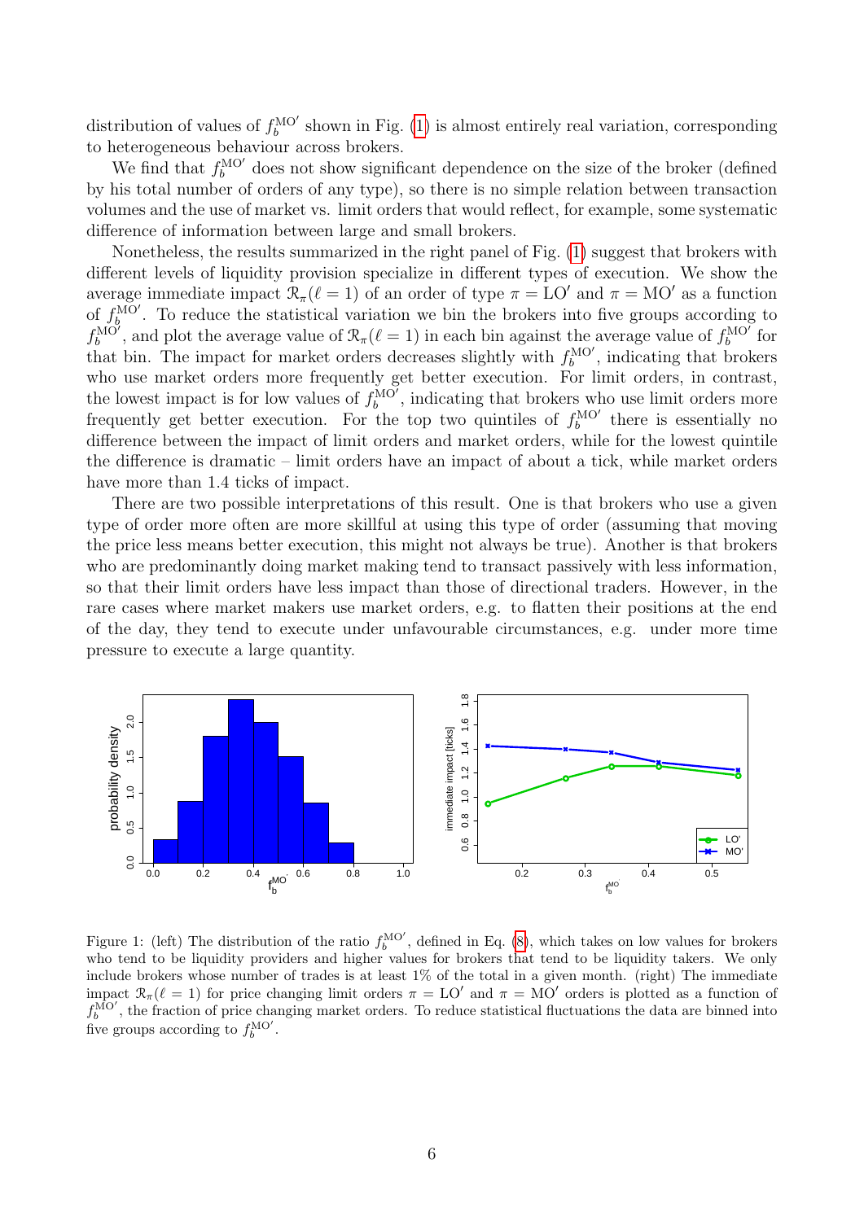distribution of values of $f_b^{\mathrm{MO}'}$ shown in Fig. (1) is almost entirely real variation, corresponding to heterogeneous behaviour across brokers.

We find that $f_b^{\mathrm{MO}'}$ does not show significant dependence on the size of the broker (defined by his total number of orders of any type), so there is no simple relation between transaction volumes and the use of market vs. limit orders that would reflect, for example, some systematic difference of information between large and small brokers.

Nonetheless, the results summarized in the right panel of Fig. (1) suggest that brokers with different levels of liquidity provision specialize in different types of execution. We show the average immediate impact $\mathcal{R}_\pi(\ell = 1)$ of an order of type $\pi = \mathrm{LO}'$ and $\pi = \mathrm{MO}'$ as a function of $f_b^{\mathrm{MO}'}$. To reduce the statistical variation we bin the brokers into five groups according to $f_b^{\mathrm{MO}'}$, and plot the average value of $\mathcal{R}_\pi(\ell = 1)$ in each bin against the average value of $f_b^{\mathrm{MO}'}$ for that bin. The impact for market orders decreases slightly with $f_b^{\mathrm{MO}'}$, indicating that brokers who use market orders more frequently get better execution. For limit orders, in contrast, the lowest impact is for low values of $f_b^{\mathrm{MO}'}$, indicating that brokers who use limit orders more frequently get better execution. For the top two quintiles of $f_b^{\mathrm{MO}'}$ there is essentially no difference between the impact of limit orders and market orders, while for the lowest quintile the difference is dramatic – limit orders have an impact of about a tick, while market orders have more than 1.4 ticks of impact.

There are two possible interpretations of this result. One is that brokers who use a given type of order more often are more skillful at using this type of order (assuming that moving the price less means better execution, this might not always be true). Another is that brokers who are predominantly doing market making tend to transact passively with less information, so that their limit orders have less impact than those of directional traders. However, in the rare cases where market makers use market orders, e.g. to flatten their positions at the end of the day, they tend to execute under unfavourable circumstances, e.g. under more time pressure to execute a large quantity.

Figure 1: (left) The distribution of the ratio $f_b^{\mathrm{MO}'}$, defined in Eq. (8), which takes on low values for brokers who tend to be liquidity providers and higher values for brokers that tend to be liquidity takers. We only include brokers whose number of trades is at least 1% of the total in a given month. (right) The immediate impact $\mathcal{R}_\pi(\ell = 1)$ for price changing limit orders $\pi = \mathrm{LO}'$ and $\pi = \mathrm{MO}'$ orders is plotted as a function of $f_b^{\mathrm{MO}'}$, the fraction of price changing market orders. To reduce statistical fluctuations the data are binned into five groups according to $f_b^{\mathrm{MO}'}$.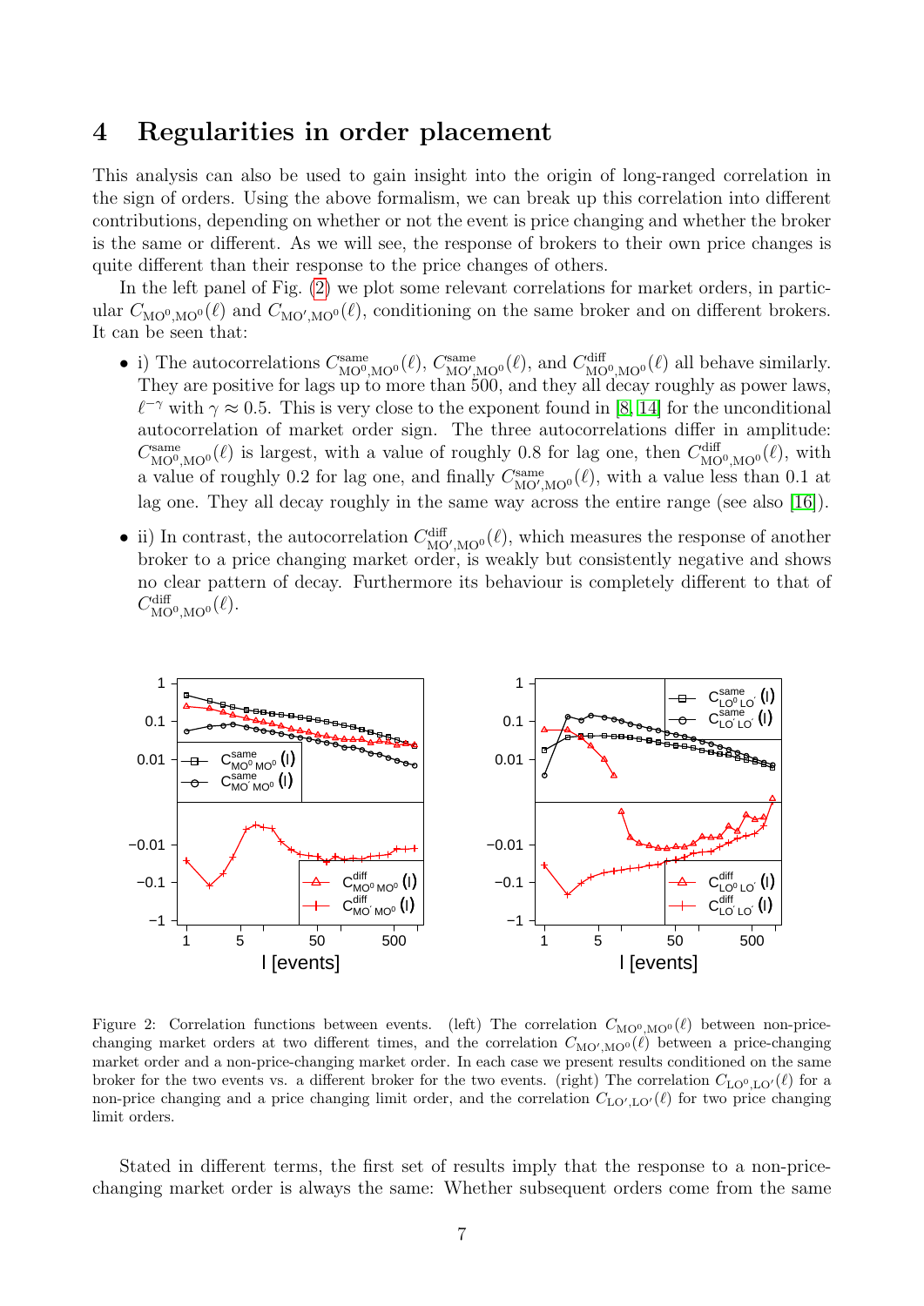# 4 Regularities in order placement

This analysis can also be used to gain insight into the origin of long-ranged correlation in the sign of orders. Using the above formalism, we can break up this correlation into different contributions, depending on whether or not the event is price changing and whether the broker is the same or different. As we will see, the response of brokers to their own price changes is quite different than their response to the price changes of others.

In the left panel of Fig. (2) we plot some relevant correlations for market orders, in particular $C_{\mathrm{MO}^0,\mathrm{MO}^0}(\ell)$ and $C_{\mathrm{MO}',\mathrm{MO}^0}(\ell)$, conditioning on the same broker and on different brokers. It can be seen that:

- i) The autocorrelations $C^{\mathrm{same}}_{\mathrm{MO}^0,\mathrm{MO}^0}(\ell)$, $C^{\mathrm{same}}_{\mathrm{MO}',\mathrm{MO}^0}(\ell)$, and $C^{\mathrm{diff}}_{\mathrm{MO}^0,\mathrm{MO}^0}(\ell)$ all behave similarly. They are positive for lags up to more than 500, and they all decay roughly as power laws, $\ell^{-\gamma}$ with $\gamma \approx 0.5$. This is very close to the exponent found in [8, 14] for the unconditional autocorrelation of market order sign. The three autocorrelations differ in amplitude: $C^{\mathrm{same}}_{\mathrm{MO}^0,\mathrm{MO}^0}(\ell)$ is largest, with a value of roughly 0.8 for lag one, then $C^{\mathrm{diff}}_{\mathrm{MO}^0,\mathrm{MO}^0}(\ell)$, with a value of roughly 0.2 for lag one, and finally $C^{\mathrm{same}}_{\mathrm{MO}',\mathrm{MO}^0}(\ell)$, with a value less than 0.1 at lag one. They all decay roughly in the same way across the entire range (see also [16]).
- ii) In contrast, the autocorrelation $C^{\mathrm{diff}}_{\mathrm{MO}',\mathrm{MO}^0}(\ell)$, which measures the response of another broker to a price changing market order, is weakly but consistently negative and shows no clear pattern of decay. Furthermore its behaviour is completely different to that of $C^{\mathrm{diff}}_{\mathrm{MO}^0,\mathrm{MO}^0}(\ell)$.

Figure 2: Correlation functions between events. (left) The correlation $C_{\mathrm{MO}^0,\mathrm{MO}^0}(\ell)$ between non-price-changing market orders at two different times, and the correlation $C_{\mathrm{MO}',\mathrm{MO}^0}(\ell)$ between a price-changing market order and a non-price-changing market order. In each case we present results conditioned on the same broker for the two events vs. a different broker for the two events. (right) The correlation $C_{\mathrm{LO}^0,\mathrm{LO}'}(\ell)$ for a non-price changing and a price changing limit order, and the correlation $C_{\mathrm{LO}',\mathrm{LO}'}(\ell)$ for two price changing limit orders.

Stated in different terms, the first set of results imply that the response to a non-price-changing market order is always the same: Whether subsequent orders come from the same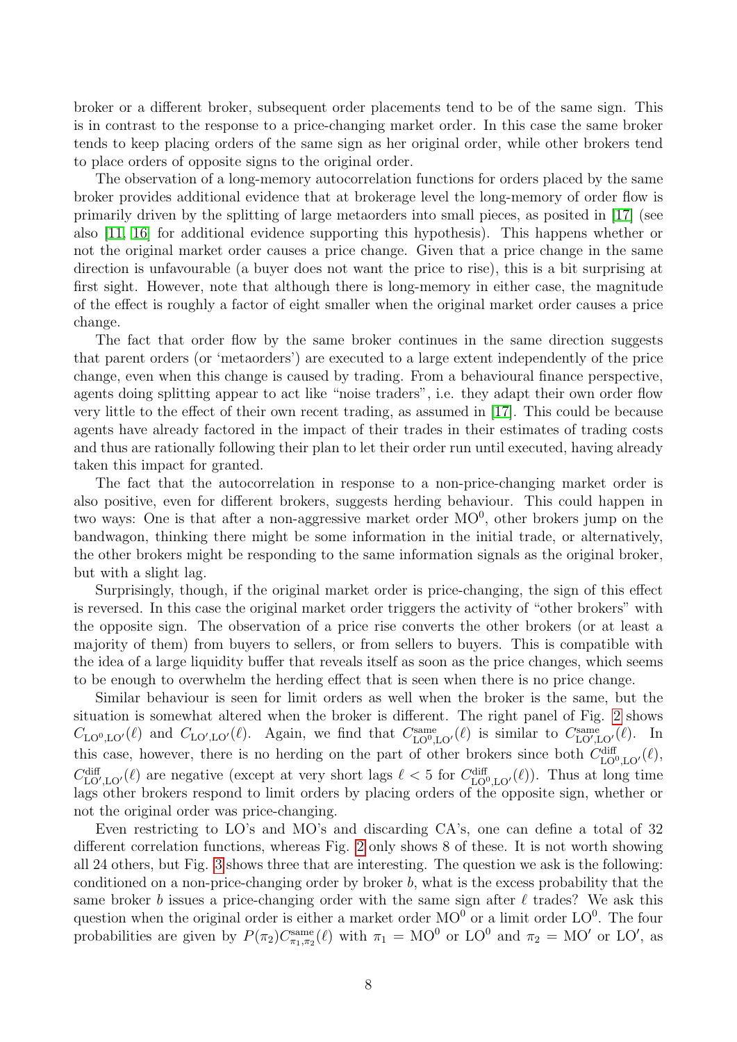broker or a different broker, subsequent order placements tend to be of the same sign. This is in contrast to the response to a price-changing market order. In this case the same broker tends to keep placing orders of the same sign as her original order, while other brokers tend to place orders of opposite signs to the original order.

The observation of a long-memory autocorrelation functions for orders placed by the same broker provides additional evidence that at brokerage level the long-memory of order flow is primarily driven by the splitting of large metaorders into small pieces, as posited in [17] (see also [11, 16] for additional evidence supporting this hypothesis). This happens whether or not the original market order causes a price change. Given that a price change in the same direction is unfavourable (a buyer does not want the price to rise), this is a bit surprising at first sight. However, note that although there is long-memory in either case, the magnitude of the effect is roughly a factor of eight smaller when the original market order causes a price change.

The fact that order flow by the same broker continues in the same direction suggests that parent orders (or 'metaorders') are executed to a large extent independently of the price change, even when this change is caused by trading. From a behavioural finance perspective, agents doing splitting appear to act like "noise traders", i.e. they adapt their own order flow very little to the effect of their own recent trading, as assumed in [17]. This could be because agents have already factored in the impact of their trades in their estimates of trading costs and thus are rationally following their plan to let their order run until executed, having already taken this impact for granted.

The fact that the autocorrelation in response to a non-price-changing market order is also positive, even for different brokers, suggests herding behaviour. This could happen in two ways: One is that after a non-aggressive market order $\mathrm{MO}^0$, other brokers jump on the bandwagon, thinking there might be some information in the initial trade, or alternatively, the other brokers might be responding to the same information signals as the original broker, but with a slight lag.

Surprisingly, though, if the original market order is price-changing, the sign of this effect is reversed. In this case the original market order triggers the activity of "other brokers" with the opposite sign. The observation of a price rise converts the other brokers (or at least a majority of them) from buyers to sellers, or from sellers to buyers. This is compatible with the idea of a large liquidity buffer that reveals itself as soon as the price changes, which seems to be enough to overwhelm the herding effect that is seen when there is no price change.

Similar behaviour is seen for limit orders as well when the broker is the same, but the situation is somewhat altered when the broker is different. The right panel of Fig. 2 shows $C_{\mathrm{LO}^0,\mathrm{LO}'}(\ell)$ and $C_{\mathrm{LO}',\mathrm{LO}'}(\ell)$. Again, we find that $C^{\mathrm{same}}_{\mathrm{LO}^0,\mathrm{LO}'}(\ell)$ is similar to $C^{\mathrm{same}}_{\mathrm{LO}',\mathrm{LO}'}(\ell)$. In this case, however, there is no herding on the part of other brokers since both $C^{\mathrm{diff}}_{\mathrm{LO}^0,\mathrm{LO}'}(\ell)$, $C^{\mathrm{diff}}_{\mathrm{LO}',\mathrm{LO}'}(\ell)$ are negative (except at very short lags $\ell < 5$ for $C^{\mathrm{diff}}_{\mathrm{LO}^0,\mathrm{LO}'}(\ell)$). Thus at long time lags other brokers respond to limit orders by placing orders of the opposite sign, whether or not the original order was price-changing.

Even restricting to LO's and MO's and discarding CA's, one can define a total of 32 different correlation functions, whereas Fig. 2 only shows 8 of these. It is not worth showing all 24 others, but Fig. 3 shows three that are interesting. The question we ask is the following: conditioned on a non-price-changing order by broker $b$, what is the excess probability that the same broker $b$ issues a price-changing order with the same sign after $\ell$ trades? We ask this question when the original order is either a market order $\mathrm{MO}^0$ or a limit order $\mathrm{LO}^0$. The four probabilities are given by $P(\pi_2)C^{\mathrm{same}}_{\pi_1,\pi_2}(\ell)$ with $\pi_1 = \mathrm{MO}^0$ or $\mathrm{LO}^0$ and $\pi_2 = \mathrm{MO}'$ or $\mathrm{LO}'$, as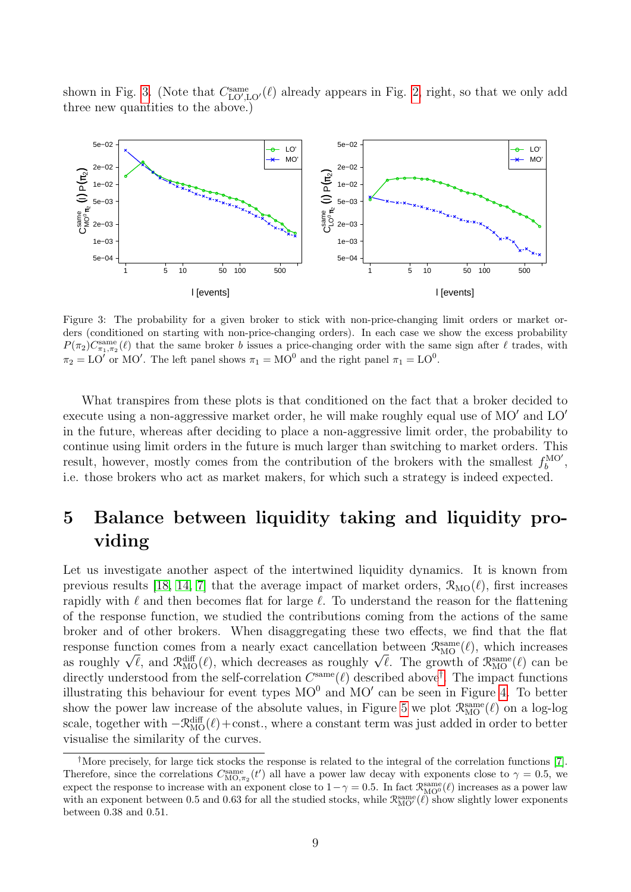shown in Fig. 3. (Note that $C^{\text{same}}_{\text{LO}',\text{LO}'}(\ell)$ already appears in Fig. 2, right, so that we only add three new quantities to the above.)

Figure 3: The probability for a given broker to stick with non-price-changing limit orders or market orders (conditioned on starting with non-price-changing orders). In each case we show the excess probability $P(\pi_2)C^{\text{same}}_{\pi_1,\pi_2}(\ell)$ that the same broker $b$ issues a price-changing order with the same sign after $\ell$ trades, with $\pi_2 = \text{LO}'$ or $\text{MO}'$. The left panel shows $\pi_1 = \text{MO}^0$ and the right panel $\pi_1 = \text{LO}^0$.

What transpires from these plots is that conditioned on the fact that a broker decided to execute using a non-aggressive market order, he will make roughly equal use of $\text{MO}'$ and $\text{LO}'$ in the future, whereas after deciding to place a non-aggressive limit order, the probability to continue using limit orders in the future is much larger than switching to market orders. This result, however, mostly comes from the contribution of the brokers with the smallest $f_b^{\text{MO}'}$, i.e. those brokers who act as market makers, for which such a strategy is indeed expected.

# 5 Balance between liquidity taking and liquidity providing

Let us investigate another aspect of the intertwined liquidity dynamics. It is known from previous results [18, 14, 7] that the average impact of market orders, $\mathcal{R}_{\text{MO}}(\ell)$, first increases rapidly with $\ell$ and then becomes flat for large $\ell$. To understand the reason for the flattening of the response function, we studied the contributions coming from the actions of the same broker and of other brokers. When disaggregating these two effects, we find that the flat response function comes from a nearly exact cancellation between $\mathcal{R}^{\text{same}}_{\text{MO}}(\ell)$, which increases as roughly $\sqrt{\ell}$, and $\mathcal{R}^{\text{diff}}_{\text{MO}}(\ell)$, which decreases as roughly $\sqrt{\ell}$. The growth of $\mathcal{R}^{\text{same}}_{\text{MO}}(\ell)$ can be directly understood from the self-correlation $C^{\text{same}}(\ell)$ described above[†]. The impact functions illustrating this behaviour for event types $\text{MO}^0$ and $\text{MO}'$ can be seen in Figure 4. To better show the power law increase of the absolute values, in Figure 5 we plot $\mathcal{R}^{\text{same}}_{\text{MO}}(\ell)$ on a log-log scale, together with $-\mathcal{R}^{\text{diff}}_{\text{MO}}(\ell)+\text{const.}$, where a constant term was just added in order to better visualise the similarity of the curves.

[†]More precisely, for large tick stocks the response is related to the integral of the correlation functions [7]. Therefore, since the correlations $C^{\text{same}}_{\text{MO},\pi_2}(t')$ all have a power law decay with exponents close to $\gamma = 0.5$, we expect the response to increase with an exponent close to $1-\gamma = 0.5$. In fact $\mathcal{R}^{\text{same}}_{\text{MO}^0}(\ell)$ increases as a power law with an exponent between 0.5 and 0.63 for all the studied stocks, while $\mathcal{R}^{\text{same}}_{\text{MO}'}(\ell)$ show slightly lower exponents between 0.38 and 0.51.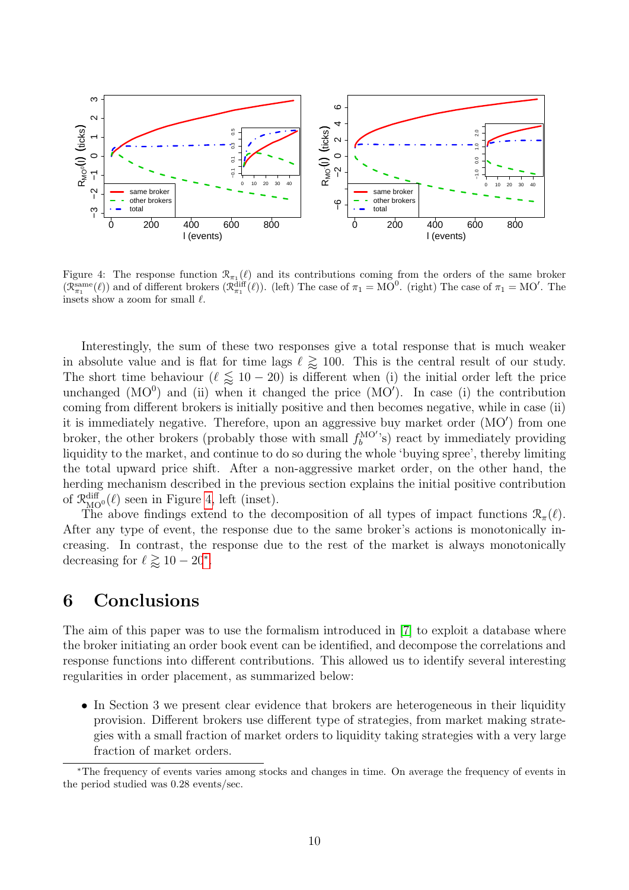Figure 4: The response function $\mathcal{R}_{\pi_1}(\ell)$ and its contributions coming from the orders of the same broker ($\mathcal{R}^{\text{same}}_{\pi_1}(\ell)$) and of different brokers ($\mathcal{R}^{\text{diff}}_{\pi_1}(\ell)$). (left) The case of $\pi_1 = \text{MO}^0$. (right) The case of $\pi_1 = \text{MO}'$. The insets show a zoom for small $\ell$.

Interestingly, the sum of these two responses give a total response that is much weaker in absolute value and is flat for time lags $\ell \gtrsim 100$. This is the central result of our study. The short time behaviour ($\ell \lesssim 10 - 20$) is different when (i) the initial order left the price unchanged ($\text{MO}^0$) and (ii) when it changed the price ($\text{MO}'$). In case (i) the contribution coming from different brokers is initially positive and then becomes negative, while in case (ii) it is immediately negative. Therefore, upon an aggressive buy market order ($\text{MO}'$) from one broker, the other brokers (probably those with small $f_b^{\text{MO}'}$'s) react by immediately providing liquidity to the market, and continue to do so during the whole 'buying spree', thereby limiting the total upward price shift. After a non-aggressive market order, on the other hand, the herding mechanism described in the previous section explains the initial positive contribution of $\mathcal{R}^{\text{diff}}_{\text{MO}^0}(\ell)$ seen in Figure 4, left (inset).

The above findings extend to the decomposition of all types of impact functions $\mathcal{R}_\pi(\ell)$. After any type of event, the response due to the same broker's actions is monotonically increasing. In contrast, the response due to the rest of the market is always monotonically decreasing for $\ell \gtrsim 10 - 20$*.

## 6 Conclusions

The aim of this paper was to use the formalism introduced in [7] to exploit a database where the broker initiating an order book event can be identified, and decompose the correlations and response functions into different contributions. This allowed us to identify several interesting regularities in order placement, as summarized below:

- In Section 3 we present clear evidence that brokers are heterogeneous in their liquidity provision. Different brokers use different type of strategies, from market making strategies with a small fraction of market orders to liquidity taking strategies with a very large fraction of market orders.

*The frequency of events varies among stocks and changes in time. On average the frequency of events in the period studied was 0.28 events/sec.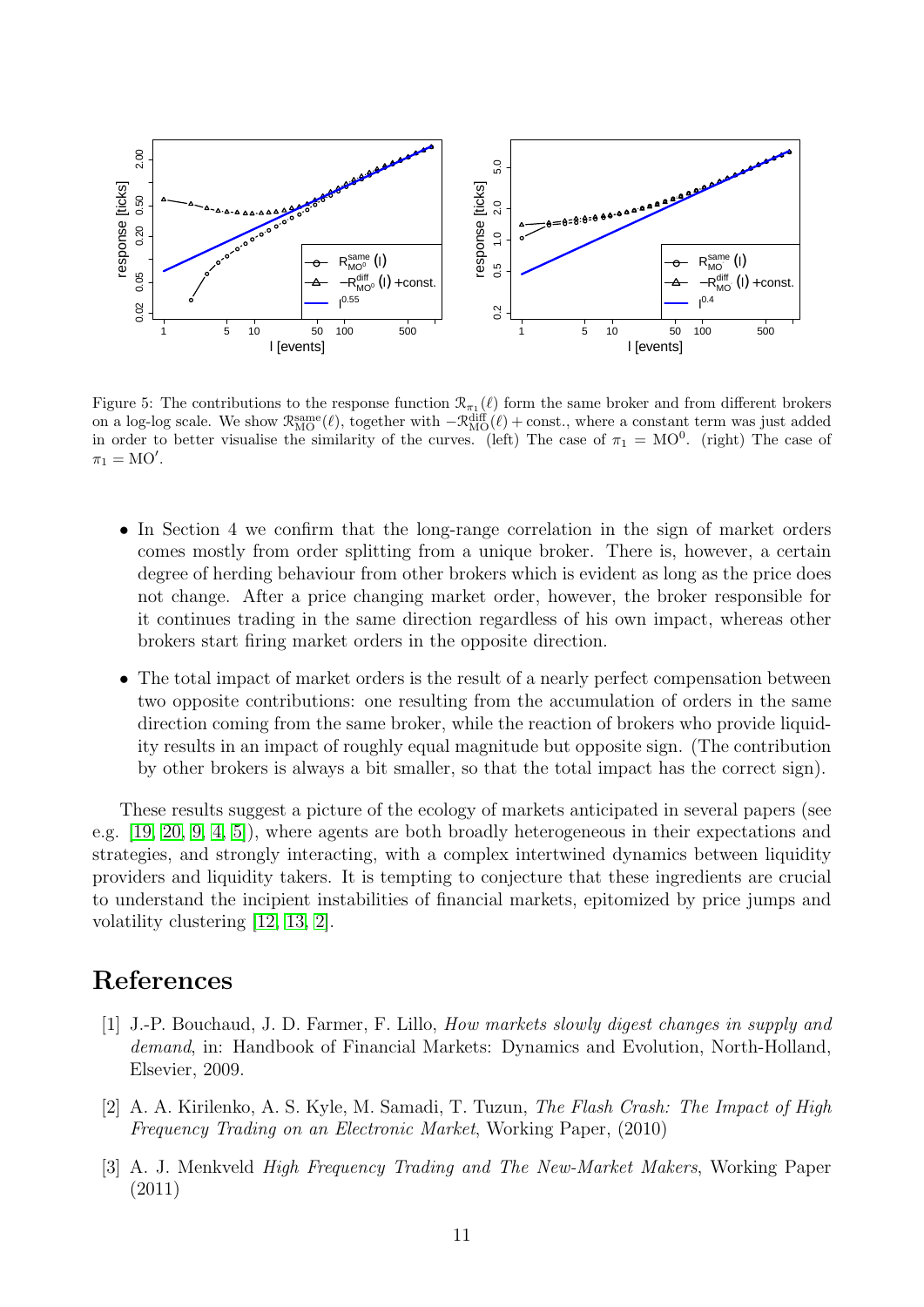Figure 5: The contributions to the response function $\mathcal{R}_{\pi_1}(\ell)$ form the same broker and from different brokers on a log-log scale. We show $\mathcal{R}^{\rm same}_{\rm MO}(\ell)$, together with $-\mathcal{R}^{\rm diff}_{\rm MO}(\ell) + \text{const.}$, where a constant term was just added in order to better visualise the similarity of the curves. (left) The case of $\pi_1 = \text{MO}^0$. (right) The case of $\pi_1 = \text{MO}'$.

- In Section 4 we confirm that the long-range correlation in the sign of market orders comes mostly from order splitting from a unique broker. There is, however, a certain degree of herding behaviour from other brokers which is evident as long as the price does not change. After a price changing market order, however, the broker responsible for it continues trading in the same direction regardless of his own impact, whereas other brokers start firing market orders in the opposite direction.

- The total impact of market orders is the result of a nearly perfect compensation between two opposite contributions: one resulting from the accumulation of orders in the same direction coming from the same broker, while the reaction of brokers who provide liquidity results in an impact of roughly equal magnitude but opposite sign. (The contribution by other brokers is always a bit smaller, so that the total impact has the correct sign).

These results suggest a picture of the ecology of markets anticipated in several papers (see e.g. [19, 20, 9, 4, 5]), where agents are both broadly heterogeneous in their expectations and strategies, and strongly interacting, with a complex intertwined dynamics between liquidity providers and liquidity takers. It is tempting to conjecture that these ingredients are crucial to understand the incipient instabilities of financial markets, epitomized by price jumps and volatility clustering [12, 13, 2].

# References

[1] J.-P. Bouchaud, J. D. Farmer, F. Lillo, *How markets slowly digest changes in supply and demand*, in: Handbook of Financial Markets: Dynamics and Evolution, North-Holland, Elsevier, 2009.

[2] A. A. Kirilenko, A. S. Kyle, M. Samadi, T. Tuzun, *The Flash Crash: The Impact of High Frequency Trading on an Electronic Market*, Working Paper, (2010)

[3] A. J. Menkveld *High Frequency Trading and The New-Market Makers*, Working Paper (2011)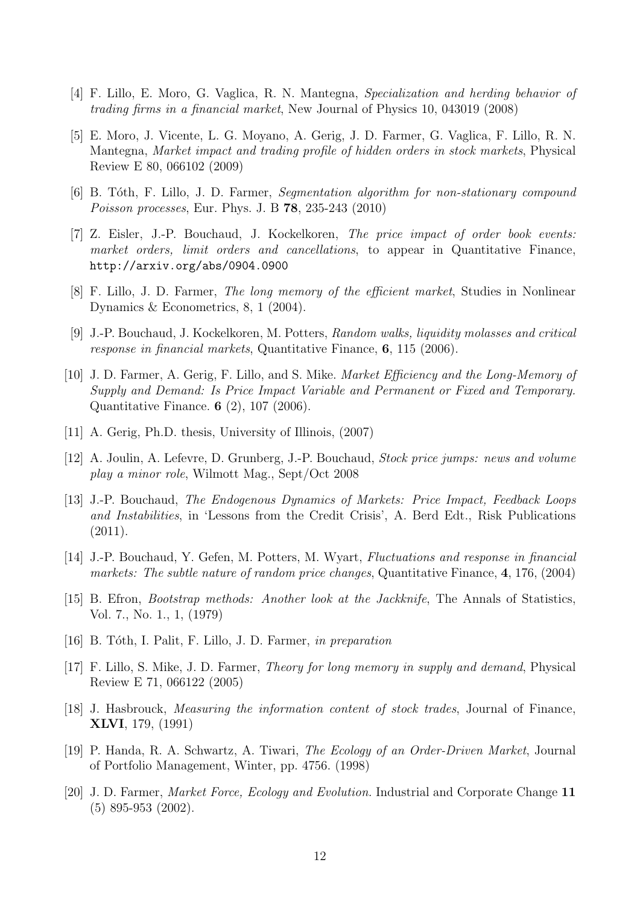[4] F. Lillo, E. Moro, G. Vaglica, R. N. Mantegna, *Specialization and herding behavior of trading firms in a financial market*, New Journal of Physics 10, 043019 (2008)

[5] E. Moro, J. Vicente, L. G. Moyano, A. Gerig, J. D. Farmer, G. Vaglica, F. Lillo, R. N. Mantegna, *Market impact and trading profile of hidden orders in stock markets*, Physical Review E 80, 066102 (2009)

[6] B. Tóth, F. Lillo, J. D. Farmer, *Segmentation algorithm for non-stationary compound Poisson processes*, Eur. Phys. J. B **78**, 235-243 (2010)

[7] Z. Eisler, J.-P. Bouchaud, J. Kockelkoren, *The price impact of order book events: market orders, limit orders and cancellations*, to appear in Quantitative Finance, http://arxiv.org/abs/0904.0900

[8] F. Lillo, J. D. Farmer, *The long memory of the efficient market*, Studies in Nonlinear Dynamics & Econometrics, 8, 1 (2004).

[9] J.-P. Bouchaud, J. Kockelkoren, M. Potters, *Random walks, liquidity molasses and critical response in financial markets*, Quantitative Finance, **6**, 115 (2006).

[10] J. D. Farmer, A. Gerig, F. Lillo, and S. Mike. *Market Efficiency and the Long-Memory of Supply and Demand: Is Price Impact Variable and Permanent or Fixed and Temporary.* Quantitative Finance. **6** (2), 107 (2006).

[11] A. Gerig, Ph.D. thesis, University of Illinois, (2007)

[12] A. Joulin, A. Lefevre, D. Grunberg, J.-P. Bouchaud, *Stock price jumps: news and volume play a minor role*, Wilmott Mag., Sept/Oct 2008

[13] J.-P. Bouchaud, *The Endogenous Dynamics of Markets: Price Impact, Feedback Loops and Instabilities*, in 'Lessons from the Credit Crisis', A. Berd Edt., Risk Publications (2011).

[14] J.-P. Bouchaud, Y. Gefen, M. Potters, M. Wyart, *Fluctuations and response in financial markets: The subtle nature of random price changes*, Quantitative Finance, **4**, 176, (2004)

[15] B. Efron, *Bootstrap methods: Another look at the Jackknife*, The Annals of Statistics, Vol. 7., No. 1., 1, (1979)

[16] B. Tóth, I. Palit, F. Lillo, J. D. Farmer, *in preparation*

[17] F. Lillo, S. Mike, J. D. Farmer, *Theory for long memory in supply and demand*, Physical Review E 71, 066122 (2005)

[18] J. Hasbrouck, *Measuring the information content of stock trades*, Journal of Finance, **XLVI**, 179, (1991)

[19] P. Handa, R. A. Schwartz, A. Tiwari, *The Ecology of an Order-Driven Market*, Journal of Portfolio Management, Winter, pp. 4756. (1998)

[20] J. D. Farmer, *Market Force, Ecology and Evolution.* Industrial and Corporate Change **11** (5) 895-953 (2002).